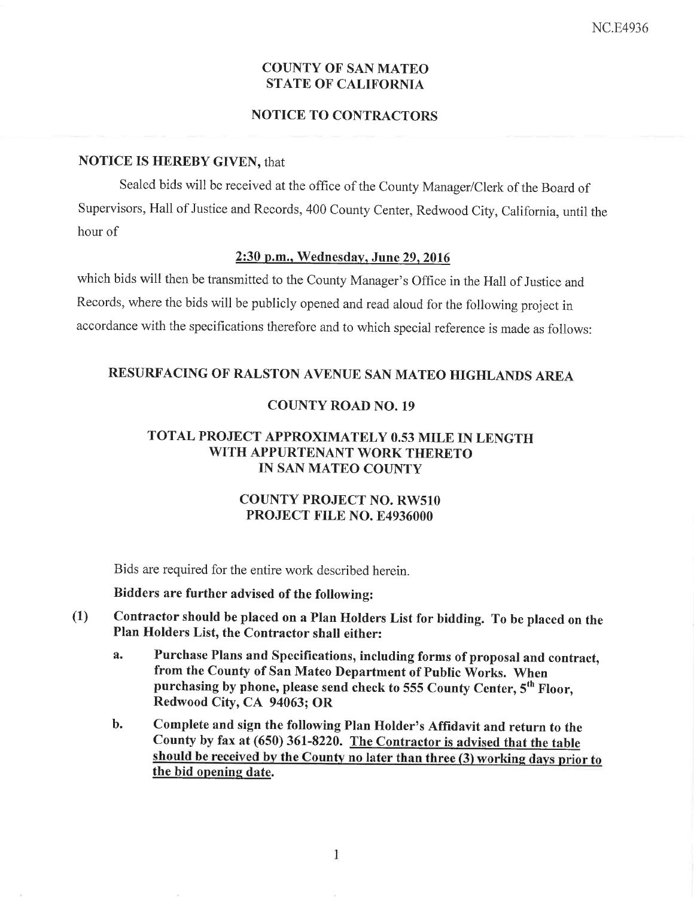NC.E4936

# COUNTY OF SAN MATEO
# STATE OF CALIFORNIA

## NOTICE TO CONTRACTORS

**NOTICE IS HEREBY GIVEN,** that

Sealed bids will be received at the office of the County Manager/Clerk of the Board of Supervisors, Hall of Justice and Records, 400 County Center, Redwood City, California, until the hour of

**2:30 p.m., Wednesday, June 29, 2016**

which bids will then be transmitted to the County Manager's Office in the Hall of Justice and Records, where the bids will be publicly opened and read aloud for the following project in accordance with the specifications therefore and to which special reference is made as follows:

## RESURFACING OF RALSTON AVENUE SAN MATEO HIGHLANDS AREA

## COUNTY ROAD NO. 19

## TOTAL PROJECT APPROXIMATELY 0.53 MILE IN LENGTH WITH APPURTENANT WORK THERETO IN SAN MATEO COUNTY

## COUNTY PROJECT NO. RW510
## PROJECT FILE NO. E4936000

Bids are required for the entire work described herein.

**Bidders are further advised of the following:**

**(1) Contractor should be placed on a Plan Holders List for bidding. To be placed on the Plan Holders List, the Contractor shall either:**

   **a. Purchase Plans and Specifications, including forms of proposal and contract, from the County of San Mateo Department of Public Works. When purchasing by phone, please send check to 555 County Center, 5th Floor, Redwood City, CA 94063; OR**

   **b. Complete and sign the following Plan Holder's Affidavit and return to the County by fax at (650) 361-8220. The Contractor is advised that the table should be received by the County no later than three (3) working days prior to the bid opening date.**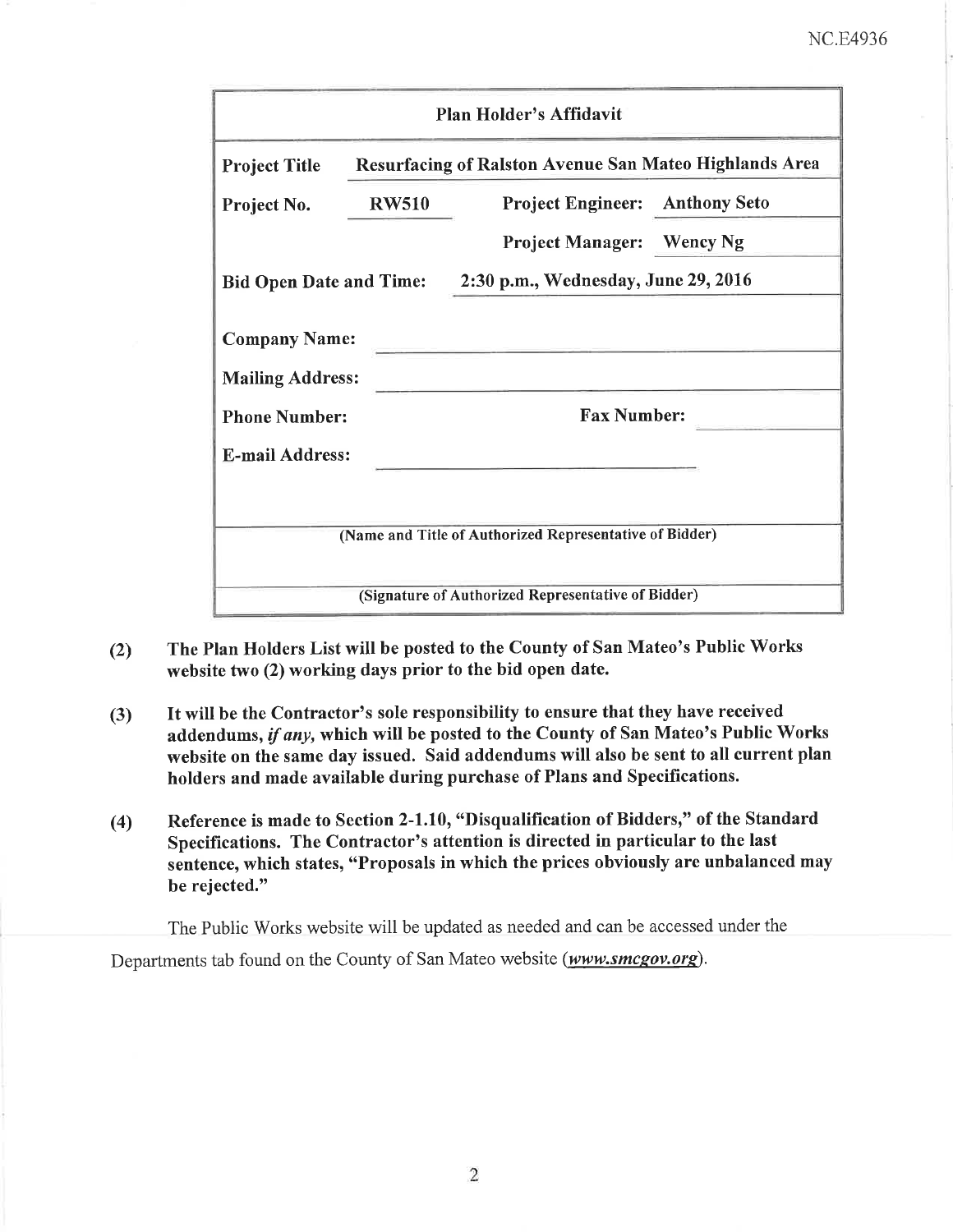**Plan Holder's Affidavit**

| | | | |
|---|---|---|---|
| **Project Title** | **Resurfacing of Ralston Avenue San Mateo Highlands Area** | | |
| **Project No.** | **RW510** | **Project Engineer:** | **Anthony Seto** |
| | | **Project Manager:** | **Wency Ng** |
| **Bid Open Date and Time:** | **2:30 p.m., Wednesday, June 29, 2016** | | |
| **Company Name:** | | | |
| **Mailing Address:** | | | |
| **Phone Number:** | | **Fax Number:** | |
| **E-mail Address:** | | | |

**(Name and Title of Authorized Representative of Bidder)**

**(Signature of Authorized Representative of Bidder)**

**(2)** **The Plan Holders List will be posted to the County of San Mateo's Public Works website two (2) working days prior to the bid open date.**

**(3)** **It will be the Contractor's sole responsibility to ensure that they have received addendums, *if any*, which will be posted to the County of San Mateo's Public Works website on the same day issued. Said addendums will also be sent to all current plan holders and made available during purchase of Plans and Specifications.**

**(4)** **Reference is made to Section 2-1.10, "Disqualification of Bidders," of the Standard Specifications. The Contractor's attention is directed in particular to the last sentence, which states, "Proposals in which the prices obviously are unbalanced may be rejected."**

The Public Works website will be updated as needed and can be accessed under the Departments tab found on the County of San Mateo website (***www.smcgov.org***).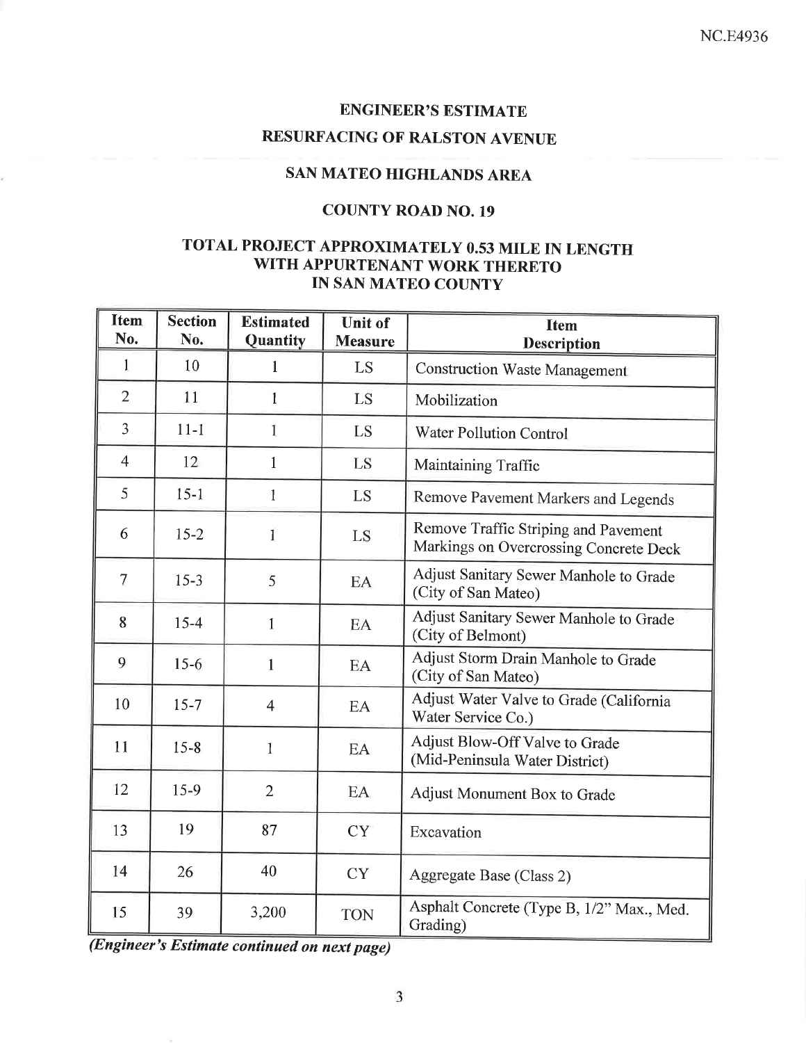## ENGINEER'S ESTIMATE

## RESURFACING OF RALSTON AVENUE

## SAN MATEO HIGHLANDS AREA

## COUNTY ROAD NO. 19

## TOTAL PROJECT APPROXIMATELY 0.53 MILE IN LENGTH WITH APPURTENANT WORK THERETO IN SAN MATEO COUNTY

| Item No. | Section No. | Estimated Quantity | Unit of Measure | Item Description |
|---|---|---|---|---|
| 1 | 10 | 1 | LS | Construction Waste Management |
| 2 | 11 | 1 | LS | Mobilization |
| 3 | 11-1 | 1 | LS | Water Pollution Control |
| 4 | 12 | 1 | LS | Maintaining Traffic |
| 5 | 15-1 | 1 | LS | Remove Pavement Markers and Legends |
| 6 | 15-2 | 1 | LS | Remove Traffic Striping and Pavement Markings on Overcrossing Concrete Deck |
| 7 | 15-3 | 5 | EA | Adjust Sanitary Sewer Manhole to Grade (City of San Mateo) |
| 8 | 15-4 | 1 | EA | Adjust Sanitary Sewer Manhole to Grade (City of Belmont) |
| 9 | 15-6 | 1 | EA | Adjust Storm Drain Manhole to Grade (City of San Mateo) |
| 10 | 15-7 | 4 | EA | Adjust Water Valve to Grade (California Water Service Co.) |
| 11 | 15-8 | 1 | EA | Adjust Blow-Off Valve to Grade (Mid-Peninsula Water District) |
| 12 | 15-9 | 2 | EA | Adjust Monument Box to Grade |
| 13 | 19 | 87 | CY | Excavation |
| 14 | 26 | 40 | CY | Aggregate Base (Class 2) |
| 15 | 39 | 3,200 | TON | Asphalt Concrete (Type B, 1/2" Max., Med. Grading) |

***(Engineer's Estimate continued on next page)***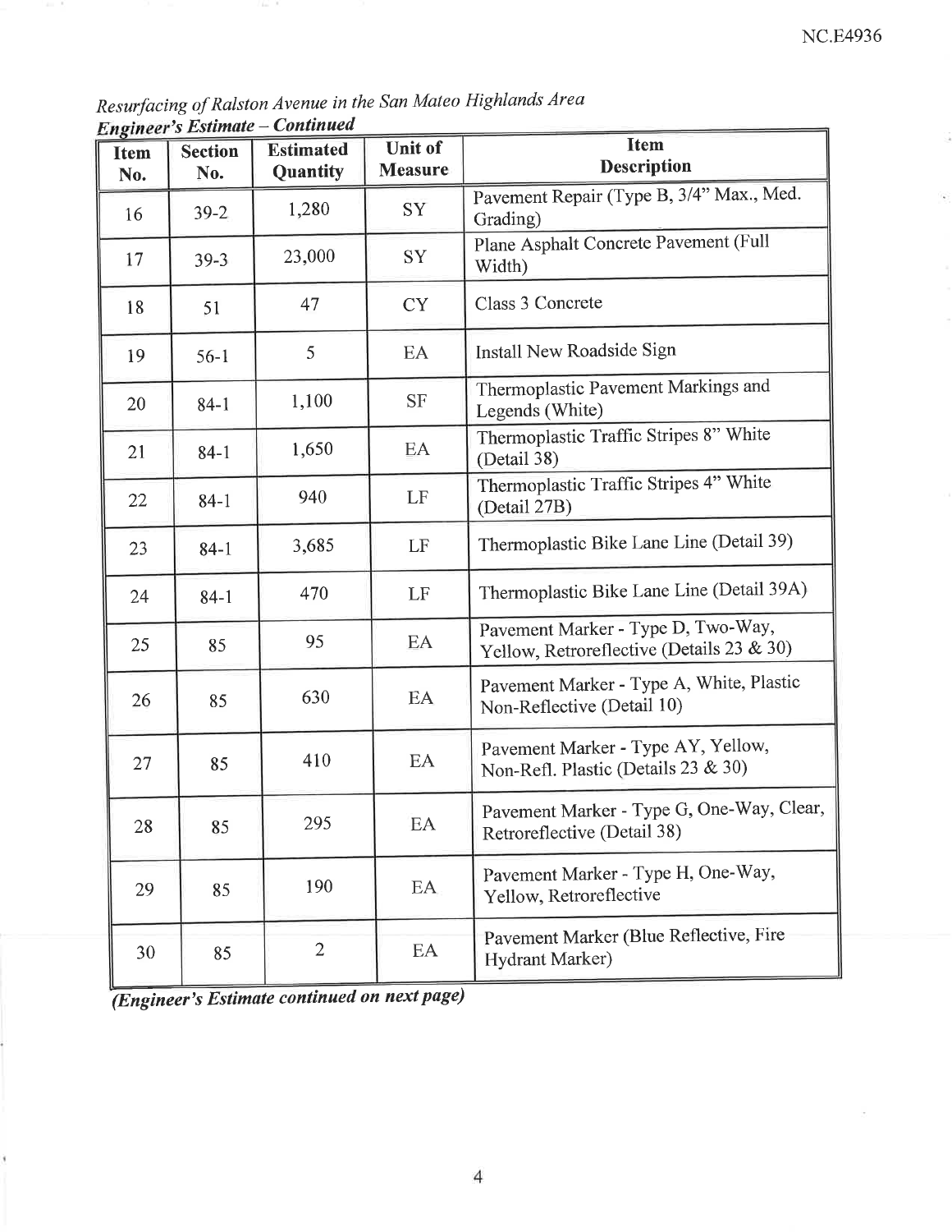*Resurfacing of Ralston Avenue in the San Mateo Highlands Area*

***Engineer's Estimate – Continued***

| Item No. | Section No. | Estimated Quantity | Unit of Measure | Item Description |
|---|---|---|---|---|
| 16 | 39-2 | 1,280 | SY | Pavement Repair (Type B, 3/4" Max., Med. Grading) |
| 17 | 39-3 | 23,000 | SY | Plane Asphalt Concrete Pavement (Full Width) |
| 18 | 51 | 47 | CY | Class 3 Concrete |
| 19 | 56-1 | 5 | EA | Install New Roadside Sign |
| 20 | 84-1 | 1,100 | SF | Thermoplastic Pavement Markings and Legends (White) |
| 21 | 84-1 | 1,650 | EA | Thermoplastic Traffic Stripes 8" White (Detail 38) |
| 22 | 84-1 | 940 | LF | Thermoplastic Traffic Stripes 4" White (Detail 27B) |
| 23 | 84-1 | 3,685 | LF | Thermoplastic Bike Lane Line (Detail 39) |
| 24 | 84-1 | 470 | LF | Thermoplastic Bike Lane Line (Detail 39A) |
| 25 | 85 | 95 | EA | Pavement Marker - Type D, Two-Way, Yellow, Retroreflective (Details 23 & 30) |
| 26 | 85 | 630 | EA | Pavement Marker - Type A, White, Plastic Non-Reflective (Detail 10) |
| 27 | 85 | 410 | EA | Pavement Marker - Type AY, Yellow, Non-Refl. Plastic (Details 23 & 30) |
| 28 | 85 | 295 | EA | Pavement Marker - Type G, One-Way, Clear, Retroreflective (Detail 38) |
| 29 | 85 | 190 | EA | Pavement Marker - Type H, One-Way, Yellow, Retroreflective |
| 30 | 85 | 2 | EA | Pavement Marker (Blue Reflective, Fire Hydrant Marker) |

***(Engineer's Estimate continued on next page)***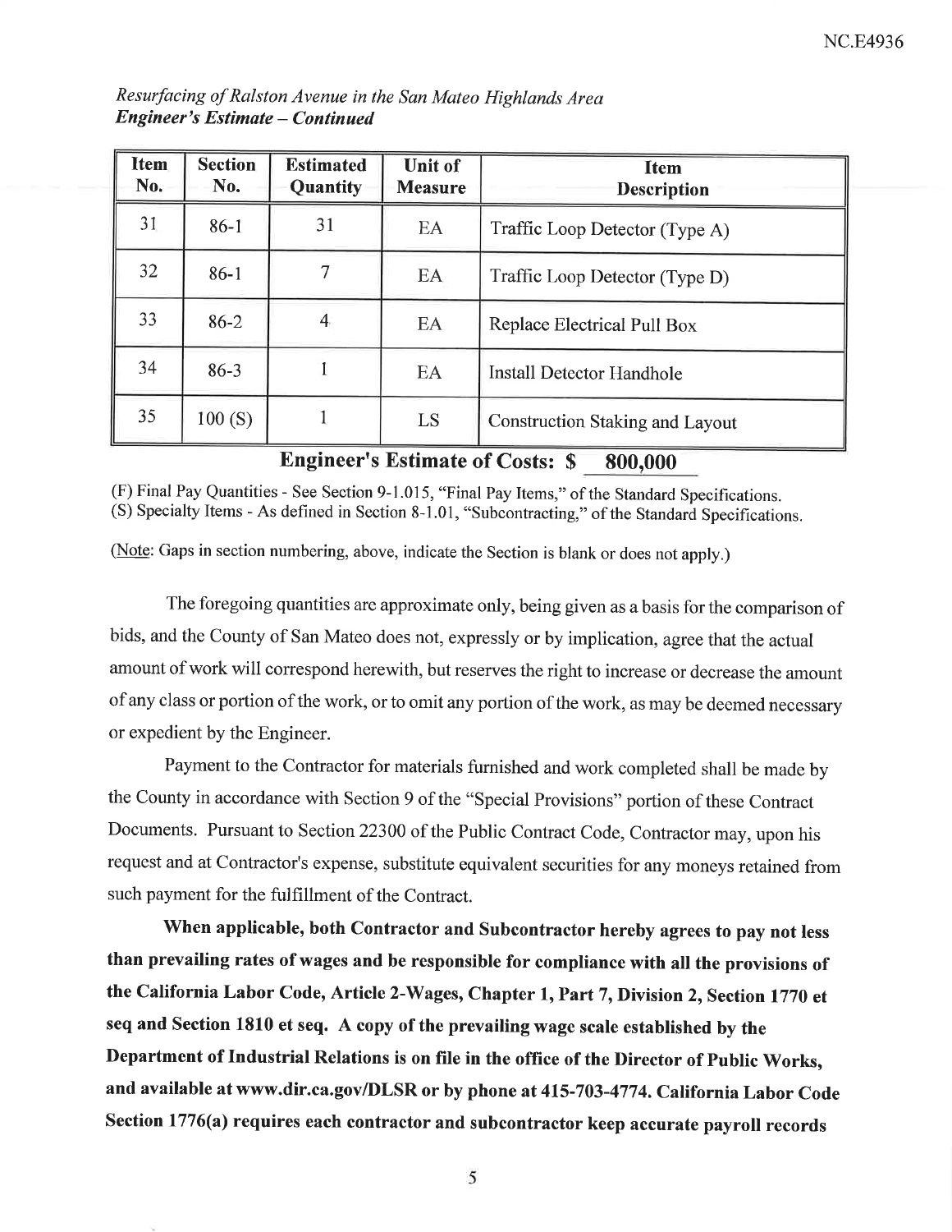*Resurfacing of Ralston Avenue in the San Mateo Highlands Area*
***Engineer's Estimate – Continued***

| Item No. | Section No. | Estimated Quantity | Unit of Measure | Item Description |
|---|---|---|---|---|
| 31 | 86-1 | 31 | EA | Traffic Loop Detector (Type A) |
| 32 | 86-1 | 7 | EA | Traffic Loop Detector (Type D) |
| 33 | 86-2 | 4 | EA | Replace Electrical Pull Box |
| 34 | 86-3 | 1 | EA | Install Detector Handhole |
| 35 | 100 (S) | 1 | LS | Construction Staking and Layout |

**Engineer's Estimate of Costs: $ 800,000**

(F) Final Pay Quantities - See Section 9-1.015, "Final Pay Items," of the Standard Specifications.
(S) Specialty Items - As defined in Section 8-1.01, "Subcontracting," of the Standard Specifications.

(Note: Gaps in section numbering, above, indicate the Section is blank or does not apply.)

The foregoing quantities are approximate only, being given as a basis for the comparison of bids, and the County of San Mateo does not, expressly or by implication, agree that the actual amount of work will correspond herewith, but reserves the right to increase or decrease the amount of any class or portion of the work, or to omit any portion of the work, as may be deemed necessary or expedient by the Engineer.

Payment to the Contractor for materials furnished and work completed shall be made by the County in accordance with Section 9 of the "Special Provisions" portion of these Contract Documents. Pursuant to Section 22300 of the Public Contract Code, Contractor may, upon his request and at Contractor's expense, substitute equivalent securities for any moneys retained from such payment for the fulfillment of the Contract.

**When applicable, both Contractor and Subcontractor hereby agrees to pay not less than prevailing rates of wages and be responsible for compliance with all the provisions of the California Labor Code, Article 2-Wages, Chapter 1, Part 7, Division 2, Section 1770 et seq and Section 1810 et seq. A copy of the prevailing wage scale established by the Department of Industrial Relations is on file in the office of the Director of Public Works, and available at www.dir.ca.gov/DLSR or by phone at 415-703-4774. California Labor Code Section 1776(a) requires each contractor and subcontractor keep accurate payroll records**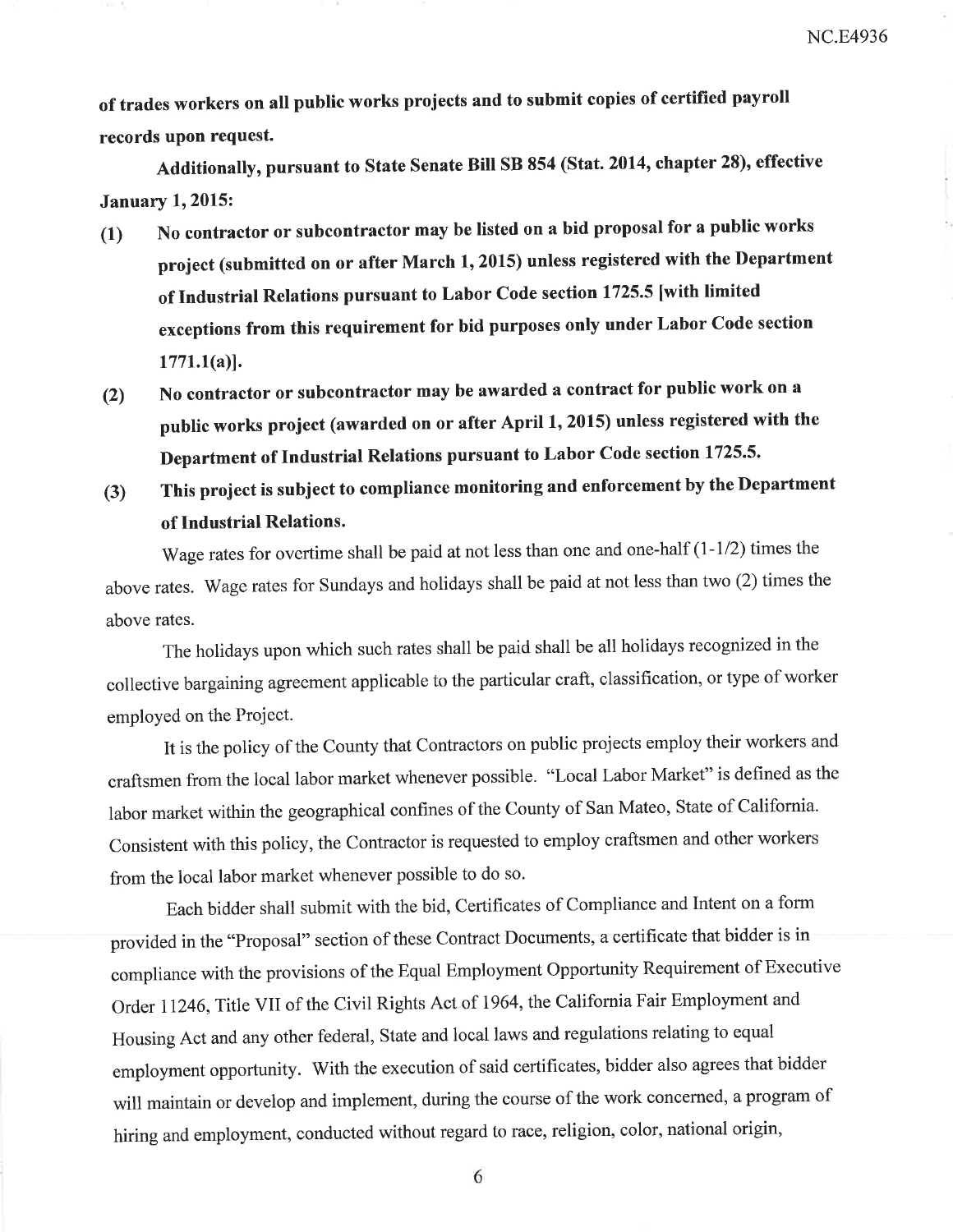**of trades workers on all public works projects and to submit copies of certified payroll records upon request.**

**Additionally, pursuant to State Senate Bill SB 854 (Stat. 2014, chapter 28), effective January 1, 2015:**

**(1) No contractor or subcontractor may be listed on a bid proposal for a public works project (submitted on or after March 1, 2015) unless registered with the Department of Industrial Relations pursuant to Labor Code section 1725.5 [with limited exceptions from this requirement for bid purposes only under Labor Code section 1771.1(a)].**

**(2) No contractor or subcontractor may be awarded a contract for public work on a public works project (awarded on or after April 1, 2015) unless registered with the Department of Industrial Relations pursuant to Labor Code section 1725.5.**

**(3) This project is subject to compliance monitoring and enforcement by the Department of Industrial Relations.**

Wage rates for overtime shall be paid at not less than one and one-half (1-1/2) times the above rates. Wage rates for Sundays and holidays shall be paid at not less than two (2) times the above rates.

The holidays upon which such rates shall be paid shall be all holidays recognized in the collective bargaining agreement applicable to the particular craft, classification, or type of worker employed on the Project.

It is the policy of the County that Contractors on public projects employ their workers and craftsmen from the local labor market whenever possible. "Local Labor Market" is defined as the labor market within the geographical confines of the County of San Mateo, State of California. Consistent with this policy, the Contractor is requested to employ craftsmen and other workers from the local labor market whenever possible to do so.

Each bidder shall submit with the bid, Certificates of Compliance and Intent on a form provided in the "Proposal" section of these Contract Documents, a certificate that bidder is in compliance with the provisions of the Equal Employment Opportunity Requirement of Executive Order 11246, Title VII of the Civil Rights Act of 1964, the California Fair Employment and Housing Act and any other federal, State and local laws and regulations relating to equal employment opportunity. With the execution of said certificates, bidder also agrees that bidder will maintain or develop and implement, during the course of the work concerned, a program of hiring and employment, conducted without regard to race, religion, color, national origin,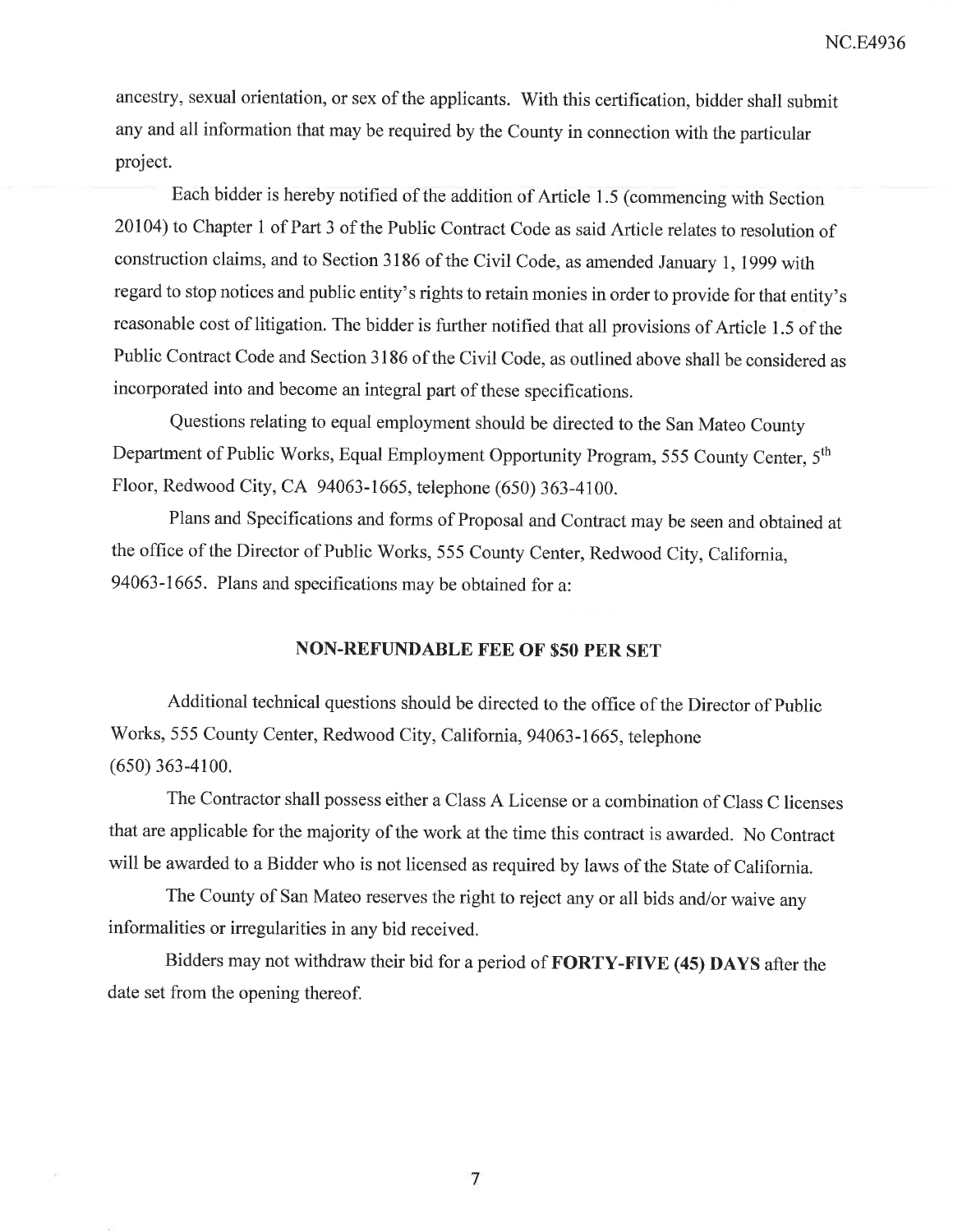ancestry, sexual orientation, or sex of the applicants. With this certification, bidder shall submit any and all information that may be required by the County in connection with the particular project.

Each bidder is hereby notified of the addition of Article 1.5 (commencing with Section 20104) to Chapter 1 of Part 3 of the Public Contract Code as said Article relates to resolution of construction claims, and to Section 3186 of the Civil Code, as amended January 1, 1999 with regard to stop notices and public entity's rights to retain monies in order to provide for that entity's reasonable cost of litigation. The bidder is further notified that all provisions of Article 1.5 of the Public Contract Code and Section 3186 of the Civil Code, as outlined above shall be considered as incorporated into and become an integral part of these specifications.

Questions relating to equal employment should be directed to the San Mateo County Department of Public Works, Equal Employment Opportunity Program, 555 County Center, 5th Floor, Redwood City, CA 94063-1665, telephone (650) 363-4100.

Plans and Specifications and forms of Proposal and Contract may be seen and obtained at the office of the Director of Public Works, 555 County Center, Redwood City, California, 94063-1665. Plans and specifications may be obtained for a:

**NON-REFUNDABLE FEE OF $50 PER SET**

Additional technical questions should be directed to the office of the Director of Public Works, 555 County Center, Redwood City, California, 94063-1665, telephone (650) 363-4100.

The Contractor shall possess either a Class A License or a combination of Class C licenses that are applicable for the majority of the work at the time this contract is awarded. No Contract will be awarded to a Bidder who is not licensed as required by laws of the State of California.

The County of San Mateo reserves the right to reject any or all bids and/or waive any informalities or irregularities in any bid received.

Bidders may not withdraw their bid for a period of **FORTY-FIVE (45) DAYS** after the date set from the opening thereof.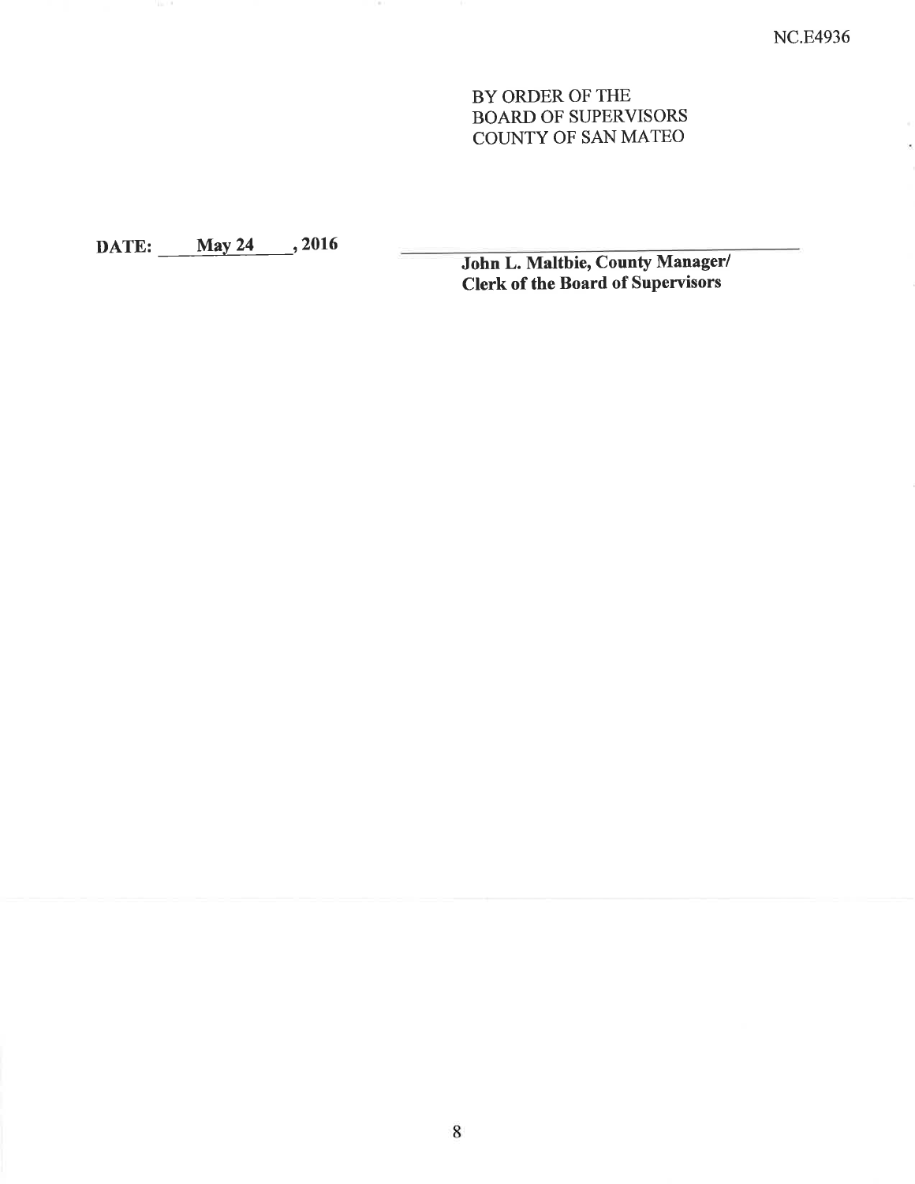NC.E4936

BY ORDER OF THE
BOARD OF SUPERVISORS
COUNTY OF SAN MATEO

**DATE: May 24, 2016**

_______________________________________

**John L. Maltbie, County Manager/**
**Clerk of the Board of Supervisors**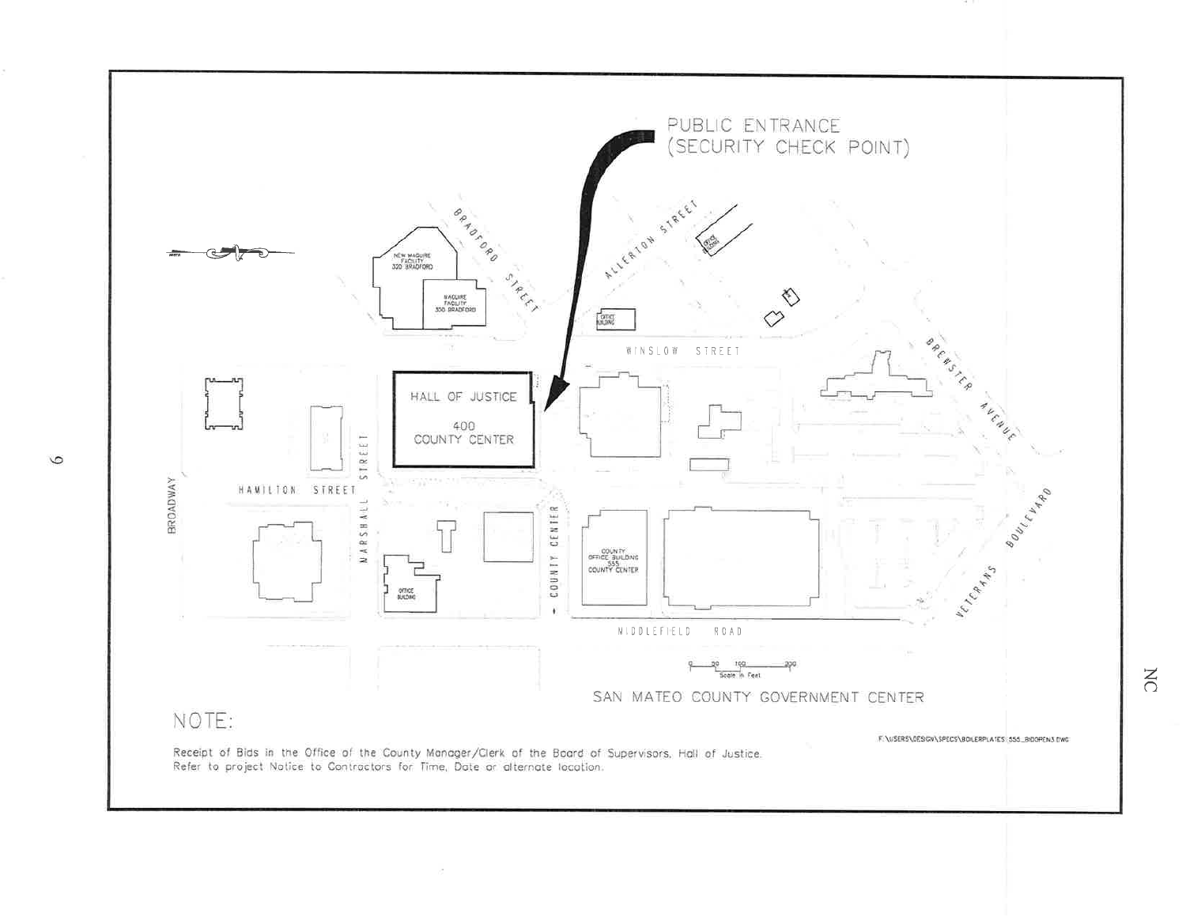PUBLIC ENTRANCE
(SECURITY CHECK POINT)

BRADFORD STREET

ALLERTON STREET

NEW MAGUIRE FACILITY 320 BRADFORD

MAGUIRE FACILITY 300 BRADFORD

OFFICE BUILDING

WINSLOW STREET

BREWSTER AVENUE

HALL OF JUSTICE

400 COUNTY CENTER

HAMILTON STREET

MARSHALL STREET

BROADWAY

COUNTY CENTER

OFFICE BUILDING

COUNTY OFFICE BUILDING 555 COUNTY CENTER

VETERANS BOULEVARD

MIDDLEFIELD ROAD

0 50 100 200
Scale in Feet

SAN MATEO COUNTY GOVERNMENT CENTER

F:\USERS\DESIGN\SPECS\BOILERPLATES\555_BIDOPENS.DWG

NOTE:

Receipt of Bids in the Office of the County Manager/Clerk of the Board of Supervisors, Hall of Justice.
Refer to project Notice to Contractors for Time, Date or alternate location.

NC